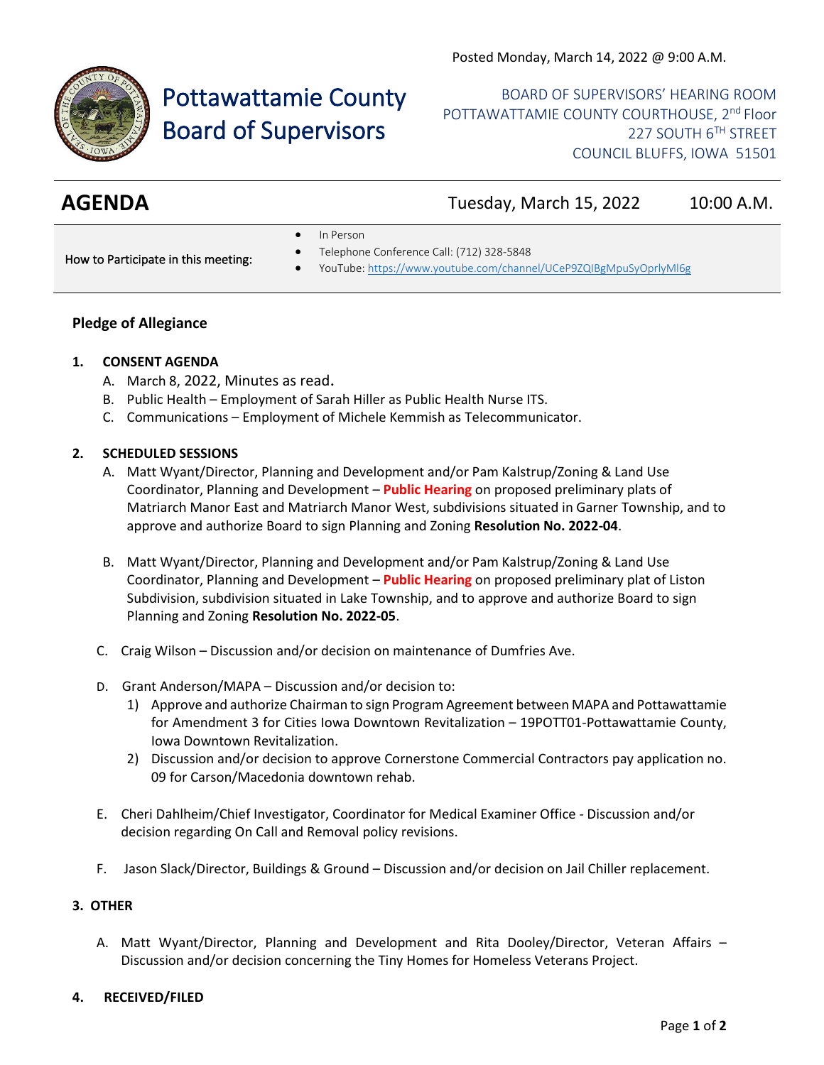Posted Monday, March 14, 2022 @ 9:00 A.M.

# Pottawattamie County Board of Supervisors

BOARD OF SUPERVISORS' HEARING ROOM
POTTAWATTAMIE COUNTY COURTHOUSE, 2nd Floor
227 SOUTH 6TH STREET
COUNCIL BLUFFS, IOWA 51501

## AGENDA

Tuesday, March 15, 2022 10:00 A.M.

How to Participate in this meeting:

- In Person
- Telephone Conference Call: (712) 328-5848
- YouTube: https://www.youtube.com/channel/UCeP9ZQIBgMpuSyOprlyMl6g

### Pledge of Allegiance

**1. CONSENT AGENDA**

A. March 8, 2022, Minutes as read.
B. Public Health – Employment of Sarah Hiller as Public Health Nurse ITS.
C. Communications – Employment of Michele Kemmish as Telecommunicator.

**2. SCHEDULED SESSIONS**

A. Matt Wyant/Director, Planning and Development and/or Pam Kalstrup/Zoning & Land Use Coordinator, Planning and Development – **Public Hearing** on proposed preliminary plats of Matriarch Manor East and Matriarch Manor West, subdivisions situated in Garner Township, and to approve and authorize Board to sign Planning and Zoning **Resolution No. 2022-04**.

B. Matt Wyant/Director, Planning and Development and/or Pam Kalstrup/Zoning & Land Use Coordinator, Planning and Development – **Public Hearing** on proposed preliminary plat of Liston Subdivision, subdivision situated in Lake Township, and to approve and authorize Board to sign Planning and Zoning **Resolution No. 2022-05**.

C. Craig Wilson – Discussion and/or decision on maintenance of Dumfries Ave.

D. Grant Anderson/MAPA – Discussion and/or decision to:
   1) Approve and authorize Chairman to sign Program Agreement between MAPA and Pottawattamie for Amendment 3 for Cities Iowa Downtown Revitalization – 19POTT01-Pottawattamie County, Iowa Downtown Revitalization.
   2) Discussion and/or decision to approve Cornerstone Commercial Contractors pay application no. 09 for Carson/Macedonia downtown rehab.

E. Cheri Dahlheim/Chief Investigator, Coordinator for Medical Examiner Office - Discussion and/or decision regarding On Call and Removal policy revisions.

F. Jason Slack/Director, Buildings & Ground – Discussion and/or decision on Jail Chiller replacement.

**3. OTHER**

A. Matt Wyant/Director, Planning and Development and Rita Dooley/Director, Veteran Affairs – Discussion and/or decision concerning the Tiny Homes for Homeless Veterans Project.

**4. RECEIVED/FILED**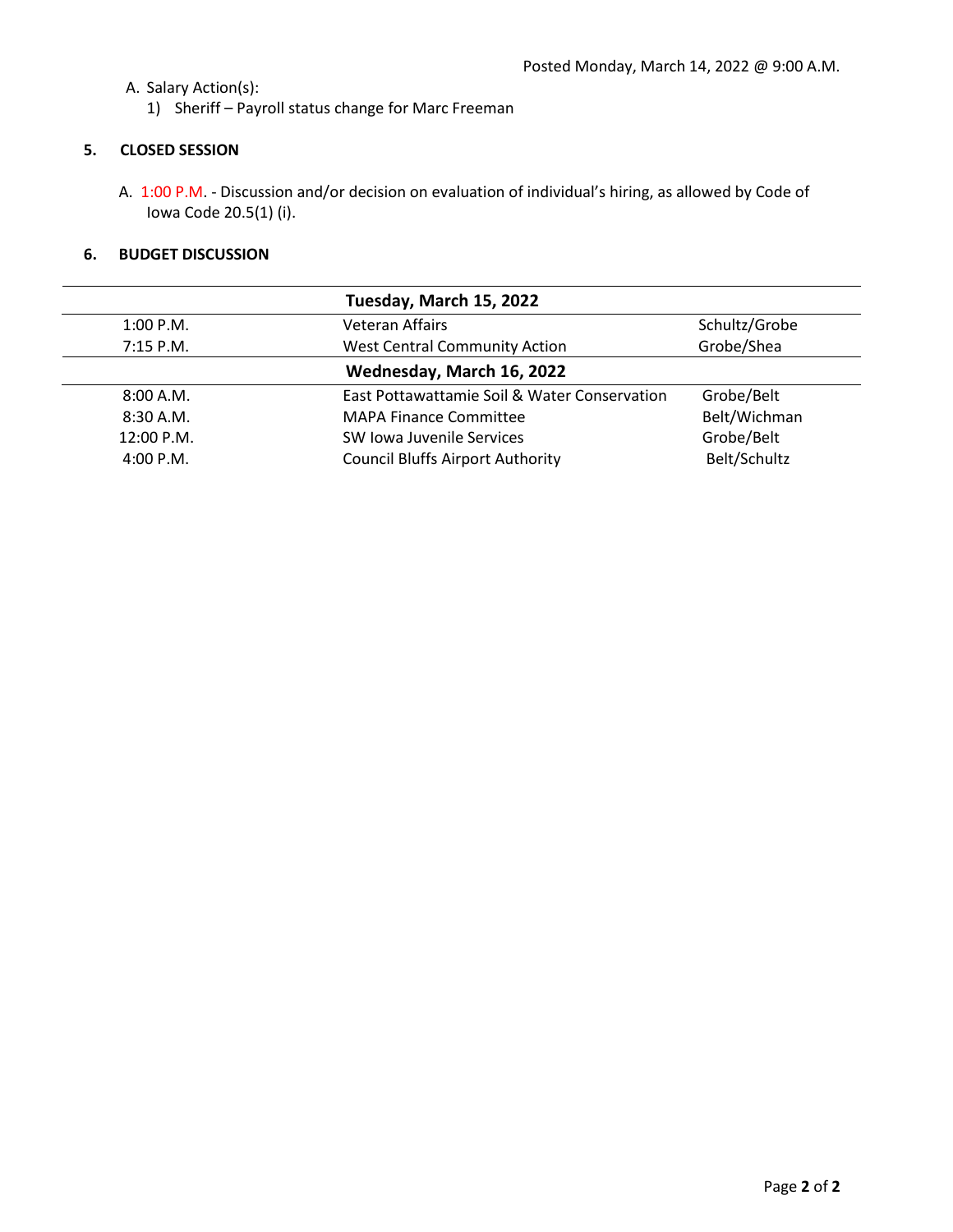Posted Monday, March 14, 2022 @ 9:00 A.M.

A. Salary Action(s):
   1) Sheriff – Payroll status change for Marc Freeman

**5. CLOSED SESSION**

A. 1:00 P.M. - Discussion and/or decision on evaluation of individual's hiring, as allowed by Code of Iowa Code 20.5(1) (i).

**6. BUDGET DISCUSSION**

| | | |
|---|---|---|
| | **Tuesday, March 15, 2022** | |
| 1:00 P.M. | Veteran Affairs | Schultz/Grobe |
| 7:15 P.M. | West Central Community Action | Grobe/Shea |
| | **Wednesday, March 16, 2022** | |
| 8:00 A.M. | East Pottawattamie Soil & Water Conservation | Grobe/Belt |
| 8:30 A.M. | MAPA Finance Committee | Belt/Wichman |
| 12:00 P.M. | SW Iowa Juvenile Services | Grobe/Belt |
| 4:00 P.M. | Council Bluffs Airport Authority | Belt/Schultz |